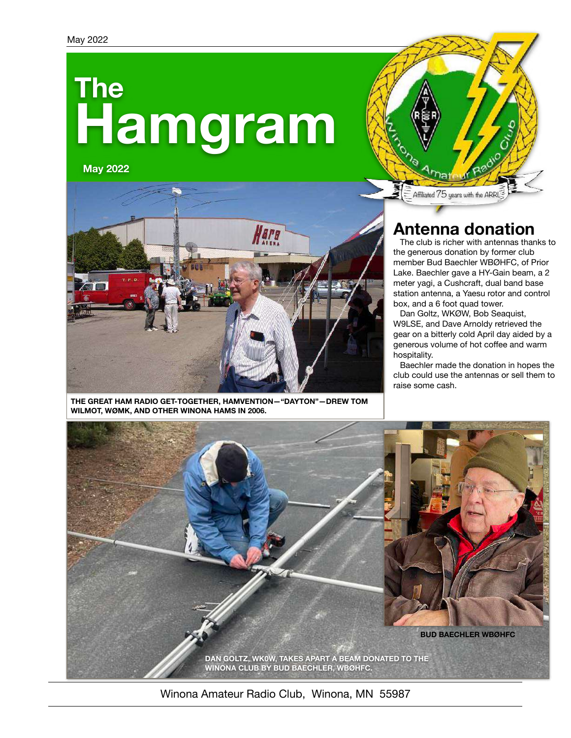May 2022

# The Hamgram

**May 2022**

Affiliated 75 years with the ARRL

THE GREAT HAM RADIO GET-TOGETHER, HAMVENTION—"DAYTON"—DREW TOM WILMOT, WØMK, AND OTHER WINONA HAMS IN 2006.

## Antenna donation

The club is richer with antennas thanks to the generous donation by former club member Bud Baechler WBØHFC, of Prior Lake. Baechler gave a HY-Gain beam, a 2 meter yagi, a Cushcraft, dual band base station antenna, a Yaesu rotor and control box, and a 6 foot quad tower.

Dan Goltz, WKØW, Bob Seaquist, W9LSE, and Dave Arnoldy retrieved the gear on a bitterly cold April day aided by a generous volume of hot coffee and warm hospitality.

Baechler made the donation in hopes the club could use the antennas or sell them to raise some cash.

BUD BAECHLER WBØHFC

DAN GOLTZ, WK0W, TAKES APART A BEAM DONATED TO THE WINONA CLUB BY BUD BAECHLER, WBØHFC.

Winona Amateur Radio Club, Winona, MN 55987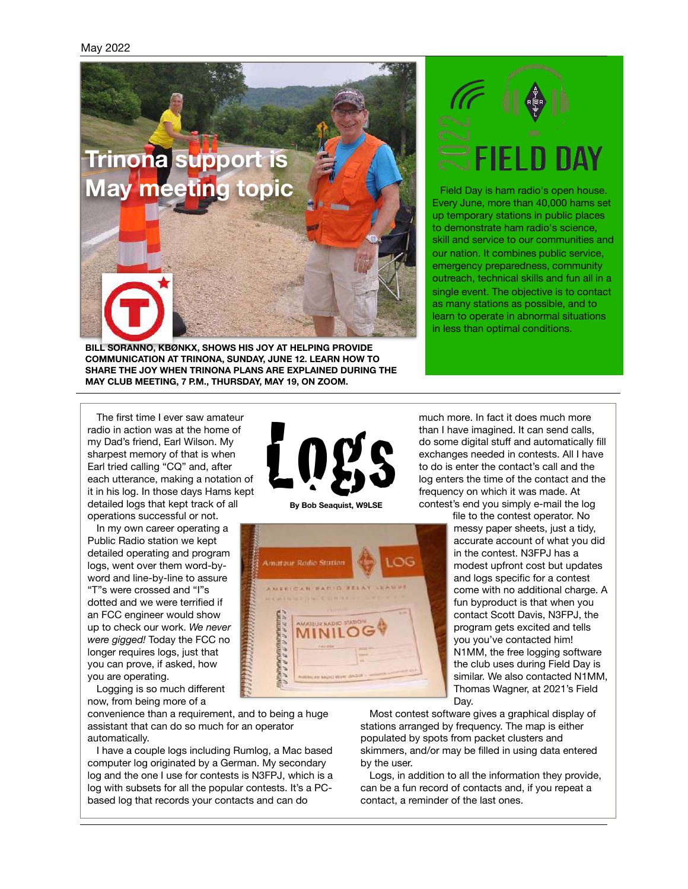May 2022

# Trinona support is May meeting topic

BILL SORANNO, KBØNKX, SHOWS HIS JOY AT HELPING PROVIDE COMMUNICATION AT TRINONA, SUNDAY, JUNE 12. LEARN HOW TO SHARE THE JOY WHEN TRINONA PLANS ARE EXPLAINED DURING THE MAY CLUB MEETING, 7 P.M., THURSDAY, MAY 19, ON ZOOM.

## 2022 FIELD DAY

Field Day is ham radio's open house. Every June, more than 40,000 hams set up temporary stations in public places to demonstrate ham radio's science, skill and service to our communities and our nation. It combines public service, emergency preparedness, community outreach, technical skills and fun all in a single event. The objective is to contact as many stations as possible, and to learn to operate in abnormal situations in less than optimal conditions.

# Logs

**By Bob Seaquist, W9LSE**

The first time I ever saw amateur radio in action was at the home of my Dad's friend, Earl Wilson. My sharpest memory of that is when Earl tried calling "CQ" and, after each utterance, making a notation of it in his log. In those days Hams kept detailed logs that kept track of all operations successful or not.

In my own career operating a Public Radio station we kept detailed operating and program logs, went over them word-by-word and line-by-line to assure "T"s were crossed and "I"s dotted and we were terrified if an FCC engineer would show up to check our work. *We never were gigged!* Today the FCC no longer requires logs, just that you can prove, if asked, how you are operating.

Logging is so much different now, from being more of a convenience than a requirement, and to being a huge assistant that can do so much for an operator automatically.

I have a couple logs including Rumlog, a Mac based computer log originated by a German. My secondary log and the one I use for contests is N3FPJ, which is a log with subsets for all the popular contests. It's a PC-based log that records your contacts and can do much more. In fact it does much more than I have imagined. It can send calls, do some digital stuff and automatically fill exchanges needed in contests. All I have to do is enter the contact's call and the log enters the time of the contact and the frequency on which it was made. At contest's end you simply e-mail the log file to the contest operator. No messy paper sheets, just a tidy, accurate account of what you did in the contest. N3FPJ has a modest upfront cost but updates and logs specific for a contest come with no additional charge. A fun byproduct is that when you contact Scott Davis, N3FPJ, the program gets excited and tells you you've contacted him! N1MM, the free logging software the club uses during Field Day is similar. We also contacted N1MM, Thomas Wagner, at 2021's Field Day.

Most contest software gives a graphical display of stations arranged by frequency. The map is either populated by spots from packet clusters and skimmers, and/or may be filled in using data entered by the user.

Logs, in addition to all the information they provide, can be a fun record of contacts and, if you repeat a contact, a reminder of the last ones.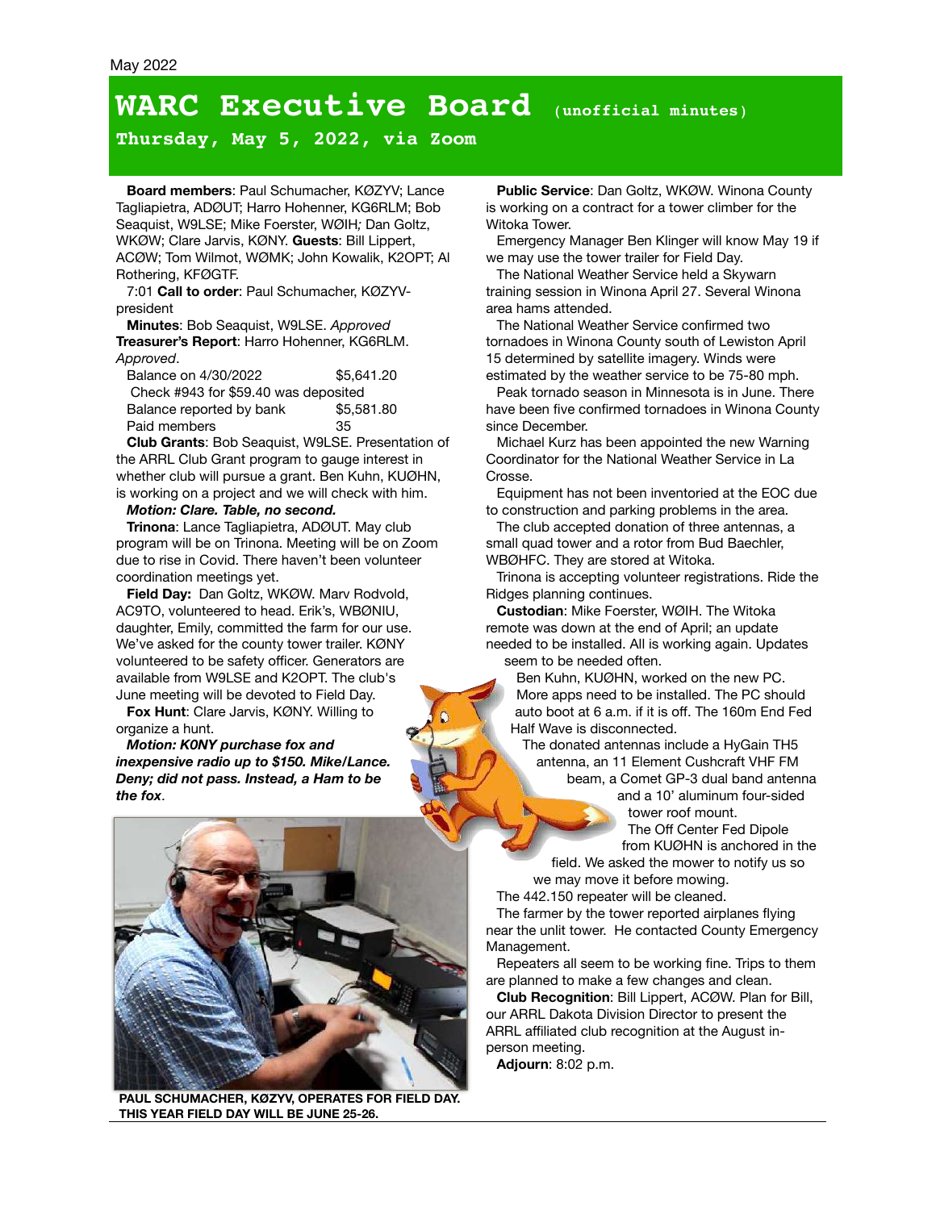May 2022

# WARC Executive Board (unofficial minutes)

## Thursday, May 5, 2022, via Zoom

**Board members**: Paul Schumacher, KØZYV; Lance Tagliapietra, ADØUT; Harro Hohenner, KG6RLM; Bob Seaquist, W9LSE; Mike Foerster, WØIH; Dan Goltz, WKØW; Clare Jarvis, KØNY. **Guests**: Bill Lippert, ACØW; Tom Wilmot, WØMK; John Kowalik, K2OPT; Al Rothering, KFØGTF.

7:01 **Call to order**: Paul Schumacher, KØZYV-president

**Minutes**: Bob Seaquist, W9LSE. *Approved*

**Treasurer's Report**: Harro Hohenner, KG6RLM. *Approved*.

| | |
|---|---|
| Balance on 4/30/2022 | $5,641.20 |
| Check #943 for $59.40 was deposited | |
| Balance reported by bank | $5,581.80 |
| Paid members | 35 |

**Club Grants**: Bob Seaquist, W9LSE. Presentation of the ARRL Club Grant program to gauge interest in whether club will pursue a grant. Ben Kuhn, KUØHN, is working on a project and we will check with him.

***Motion: Clare. Table, no second.***

**Trinona**: Lance Tagliapietra, ADØUT. May club program will be on Trinona. Meeting will be on Zoom due to rise in Covid. There haven't been volunteer coordination meetings yet.

**Field Day:** Dan Goltz, WKØW. Marv Rodvold, AC9TO, volunteered to head. Erik's, WBØNIU, daughter, Emily, committed the farm for our use. We've asked for the county tower trailer. KØNY volunteered to be safety officer. Generators are available from W9LSE and K2OPT. The club's June meeting will be devoted to Field Day.

**Fox Hunt**: Clare Jarvis, KØNY. Willing to organize a hunt.

***Motion: K0NY purchase fox and inexpensive radio up to $150. Mike/Lance. Deny; did not pass. Instead, a Ham to be the fox***.

PAUL SCHUMACHER, KØZYV, OPERATES FOR FIELD DAY. THIS YEAR FIELD DAY WILL BE JUNE 25-26.

**Public Service**: Dan Goltz, WKØW. Winona County is working on a contract for a tower climber for the Witoka Tower.

Emergency Manager Ben Klinger will know May 19 if we may use the tower trailer for Field Day.

The National Weather Service held a Skywarn training session in Winona April 27. Several Winona area hams attended.

The National Weather Service confirmed two tornadoes in Winona County south of Lewiston April 15 determined by satellite imagery. Winds were estimated by the weather service to be 75-80 mph.

Peak tornado season in Minnesota is in June. There have been five confirmed tornadoes in Winona County since December.

Michael Kurz has been appointed the new Warning Coordinator for the National Weather Service in La Crosse.

Equipment has not been inventoried at the EOC due to construction and parking problems in the area.

The club accepted donation of three antennas, a small quad tower and a rotor from Bud Baechler, WBØHFC. They are stored at Witoka.

Trinona is accepting volunteer registrations. Ride the Ridges planning continues.

**Custodian**: Mike Foerster, WØIH. The Witoka remote was down at the end of April; an update needed to be installed. All is working again. Updates seem to be needed often.

Ben Kuhn, KUØHN, worked on the new PC. More apps need to be installed. The PC should auto boot at 6 a.m. if it is off. The 160m End Fed Half Wave is disconnected.

The donated antennas include a HyGain TH5 antenna, an 11 Element Cushcraft VHF FM beam, a Comet GP-3 dual band antenna and a 10' aluminum four-sided tower roof mount.

The Off Center Fed Dipole from KUØHN is anchored in the field. We asked the mower to notify us so we may move it before mowing.

The 442.150 repeater will be cleaned.

The farmer by the tower reported airplanes flying near the unlit tower. He contacted County Emergency Management.

Repeaters all seem to be working fine. Trips to them are planned to make a few changes and clean.

**Club Recognition**: Bill Lippert, ACØW. Plan for Bill, our ARRL Dakota Division Director to present the ARRL affiliated club recognition at the August in-person meeting.

**Adjourn**: 8:02 p.m.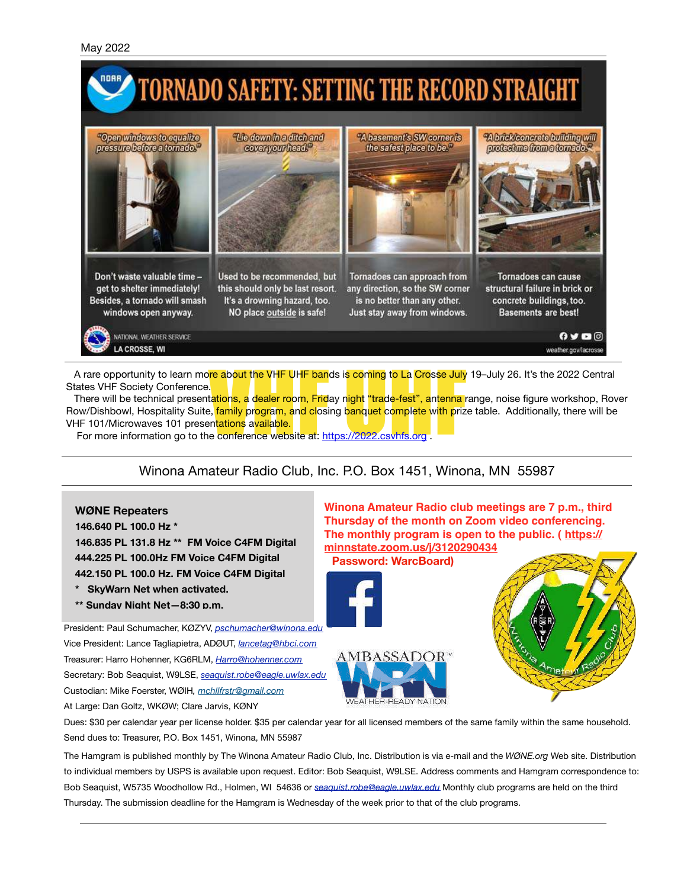May 2022

# TORNADO SAFETY: SETTING THE RECORD STRAIGHT

"Open windows to equalize pressure before a tornado." — Don't waste valuable time – get to shelter immediately! Besides, a tornado will smash windows open anyway.

"Lie down in a ditch and cover your head." — Used to be recommended, but this should only be last resort. It's a drowning hazard, too. NO place outside is safe!

"A basement's SW corner is the safest place to be." — Tornadoes can approach from any direction, so the SW corner is no better than any other. Just stay away from windows.

"A brick/concrete building will protect me from a tornado." — Tornadoes can cause structural failure in brick or concrete buildings, too. Basements are best!

NATIONAL WEATHER SERVICE LA CROSSE, WI — weather.gov/lacrosse

---

A rare opportunity to learn more about the VHF UHF bands is coming to La Crosse July 19–July 26. It's the 2022 Central States VHF Society Conference.

There will be technical presentations, a dealer room, Friday night "trade-fest", antenna range, noise figure workshop, Rover Row/Dishbowl, Hospitality Suite, family program, and closing banquet complete with prize table. Additionally, there will be VHF 101/Microwaves 101 presentations available.

For more information go to the conference website at: https://2022.csvhfs.org .

---

Winona Amateur Radio Club, Inc. P.O. Box 1451, Winona, MN 55987

---

**WØNE Repeaters**

**146.640 PL 100.0 Hz ***
**146.835 PL 131.8 Hz ** FM Voice C4FM Digital**
**444.225 PL 100.0Hz FM Voice C4FM Digital**
**442.150 PL 100.0 Hz. FM Voice C4FM Digital**
**\* SkyWarn Net when activated.**
**\*\* Sunday Night Net—8:30 p.m.**

**Winona Amateur Radio club meetings are 7 p.m., third Thursday of the month on Zoom video conferencing. The monthly program is open to the public. ( https://minnstate.zoom.us/j/3120290434 Password: WarcBoard)**

President: Paul Schumacher, KØZYV, *pschumacher@winona.edu*
Vice President: Lance Tagliapietra, ADØUT, *lancetag@hbci.com*
Treasurer: Harro Hohenner, KG6RLM, *Harro@hohenner.com*
Secretary: Bob Seaquist, W9LSE, *seaquist.robe@eagle.uwlax.edu*
Custodian: Mike Foerster, WØIH, *mchllfrstr@gmail.com*
At Large: Dan Goltz, WKØW; Clare Jarvis, KØNY

AMBASSADOR WRN WEATHER-READY NATION

Winona Amateur Radio Club

Dues: $30 per calendar year per license holder. $35 per calendar year for all licensed members of the same family within the same household. Send dues to: Treasurer, P.O. Box 1451, Winona, MN 55987

The Hamgram is published monthly by The Winona Amateur Radio Club, Inc. Distribution is via e-mail and the *WØNE.org* Web site. Distribution to individual members by USPS is available upon request. Editor: Bob Seaquist, W9LSE. Address comments and Hamgram correspondence to: Bob Seaquist, W5735 Woodhollow Rd., Holmen, WI 54636 or *seaquist.robe@eagle.uwlax.edu* Monthly club programs are held on the third Thursday. The submission deadline for the Hamgram is Wednesday of the week prior to that of the club programs.